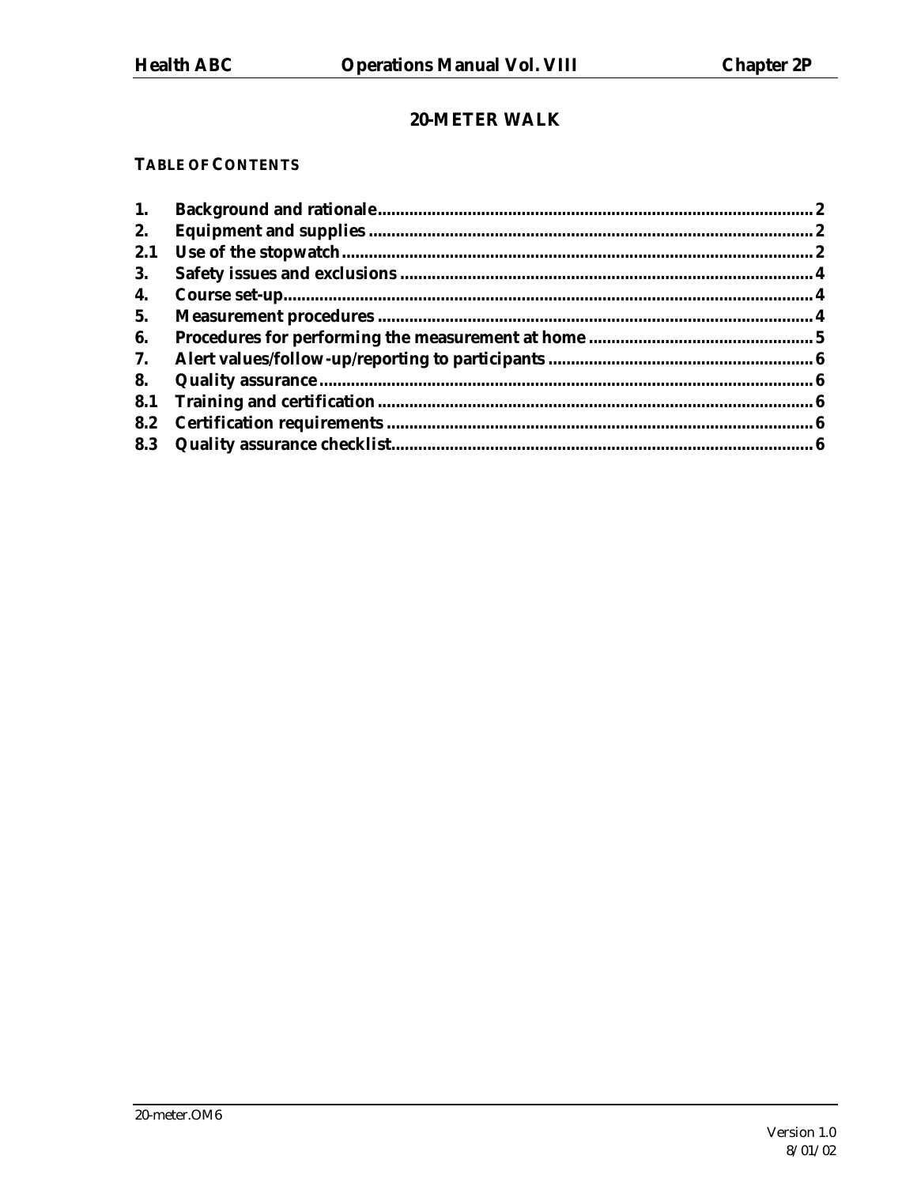# 20-METER WALK

## TABLE OF CONTENTS

| | | |
|---|---|---|
| 1. | Background and rationale | 2 |
| 2. | Equipment and supplies | 2 |
| 2.1 | Use of the stopwatch | 2 |
| 3. | Safety issues and exclusions | 4 |
| 4. | Course set-up | 4 |
| 5. | Measurement procedures | 4 |
| 6. | Procedures for performing the measurement at home | 5 |
| 7. | Alert values/follow-up/reporting to participants | 6 |
| 8. | Quality assurance | 6 |
| 8.1 | Training and certification | 6 |
| 8.2 | Certification requirements | 6 |
| 8.3 | Quality assurance checklist | 6 |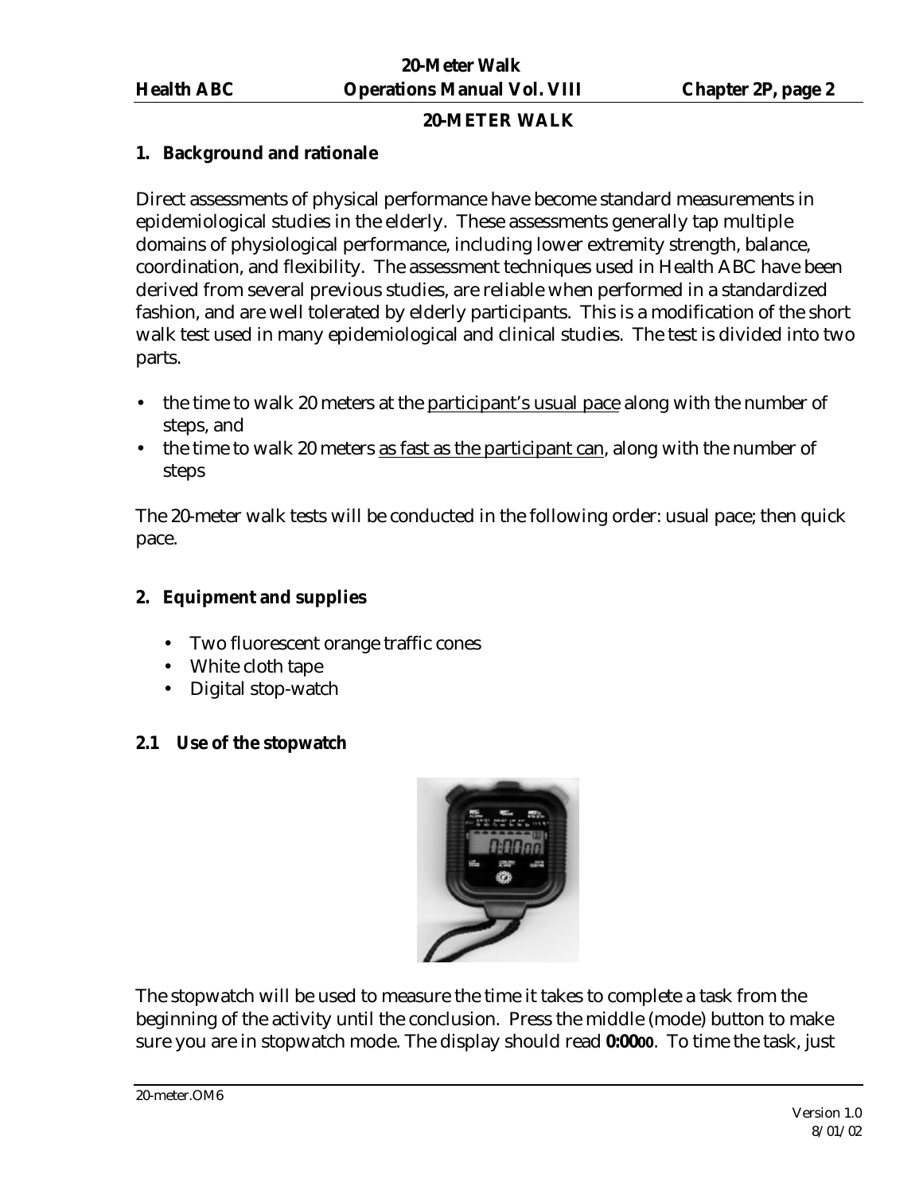## 20-METER WALK

### 1. Background and rationale

Direct assessments of physical performance have become standard measurements in epidemiological studies in the elderly. These assessments generally tap multiple domains of physiological performance, including lower extremity strength, balance, coordination, and flexibility. The assessment techniques used in Health ABC have been derived from several previous studies, are reliable when performed in a standardized fashion, and are well tolerated by elderly participants. This is a modification of the short walk test used in many epidemiological and clinical studies. The test is divided into two parts.

- the time to walk 20 meters at the <u>participant's usual pace</u> along with the number of steps, and
- the time to walk 20 meters <u>as fast as the participant can</u>, along with the number of steps

The 20-meter walk tests will be conducted in the following order: usual pace; then quick pace.

### 2. Equipment and supplies

- Two fluorescent orange traffic cones
- White cloth tape
- Digital stop-watch

### 2.1 Use of the stopwatch

The stopwatch will be used to measure the time it takes to complete a task from the beginning of the activity until the conclusion. Press the middle (mode) button to make sure you are in stopwatch mode. The display should read **0:0000**. To time the task, just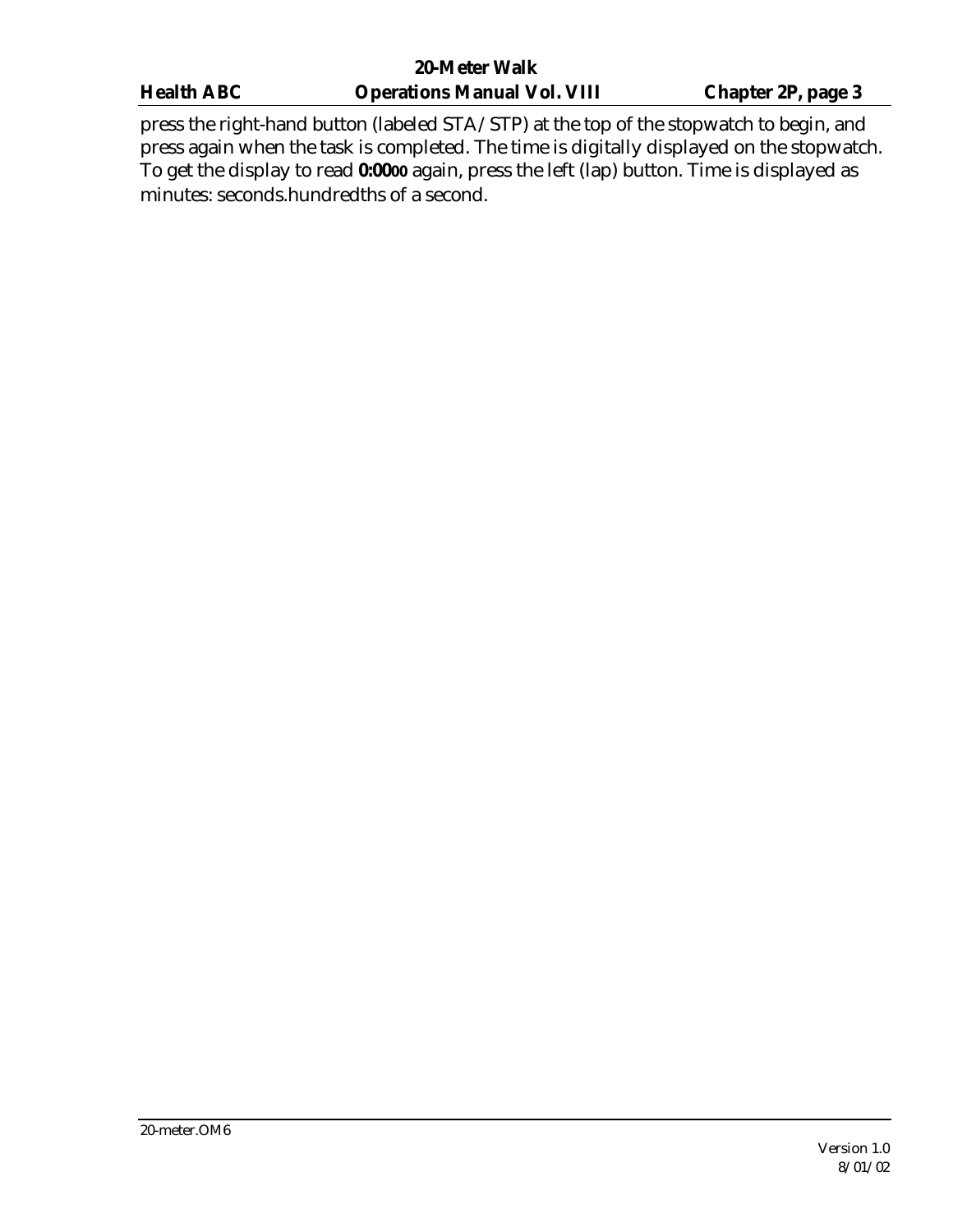press the right-hand button (labeled STA/STP) at the top of the stopwatch to begin, and press again when the task is completed. The time is digitally displayed on the stopwatch. To get the display to read **0:0000** again, press the left (lap) button. Time is displayed as minutes: seconds.hundredths of a second.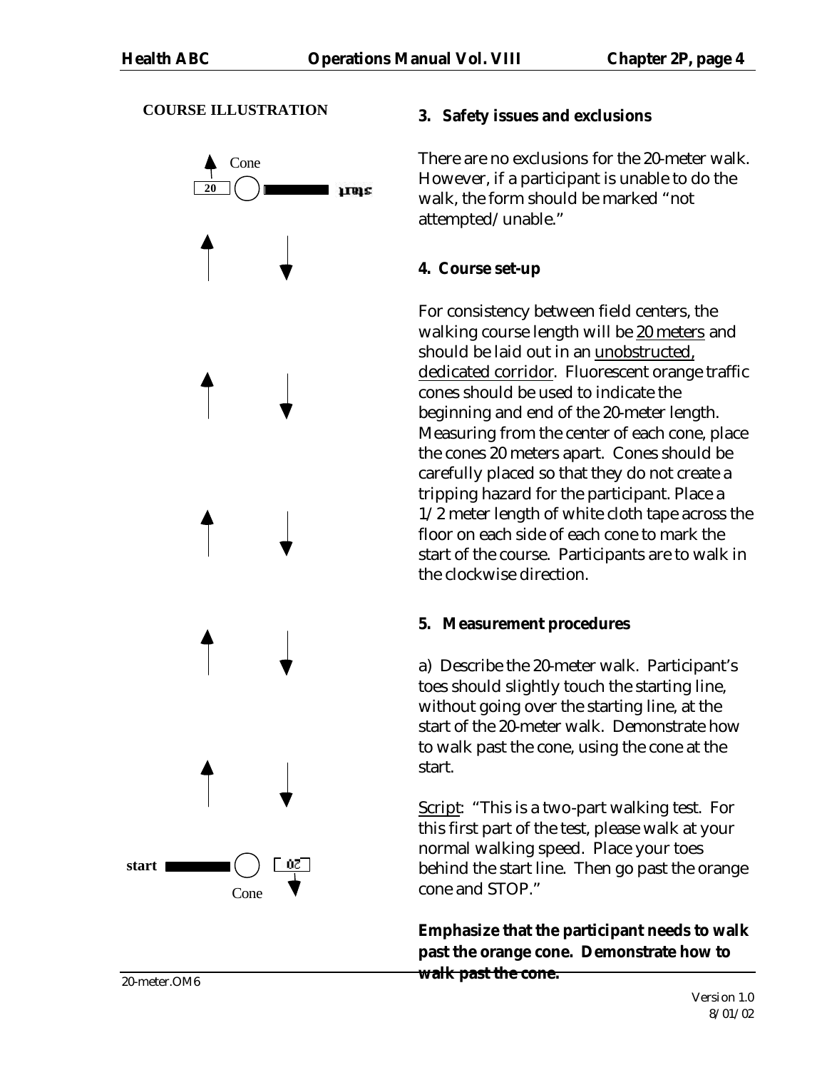**COURSE ILLUSTRATION**

Cone

20

start

Cone

start

20

Cone

### 3. Safety issues and exclusions

There are no exclusions for the 20-meter walk. However, if a participant is unable to do the walk, the form should be marked "not attempted/unable."

### 4. Course set-up

For consistency between field centers, the walking course length will be <u>20 meters</u> and should be laid out in an <u>unobstructed, dedicated corridor</u>. Fluorescent orange traffic cones should be used to indicate the beginning and end of the 20-meter length. Measuring from the center of each cone, place the cones 20 meters apart. Cones should be carefully placed so that they do not create a tripping hazard for the participant. Place a 1/2 meter length of white cloth tape across the floor on each side of each cone to mark the start of the course. Participants are to walk in the clockwise direction.

### 5. Measurement procedures

a) Describe the 20-meter walk. Participant's toes should slightly touch the starting line, without going over the starting line, at the start of the 20-meter walk. Demonstrate how to walk past the cone, using the cone at the start.

<u>Script</u>: "This is a two-part walking test. For this first part of the test, please walk at your normal walking speed. Place your toes behind the start line. Then go past the orange cone and STOP."

**Emphasize that the participant needs to walk past the orange cone. Demonstrate how to walk past the cone.**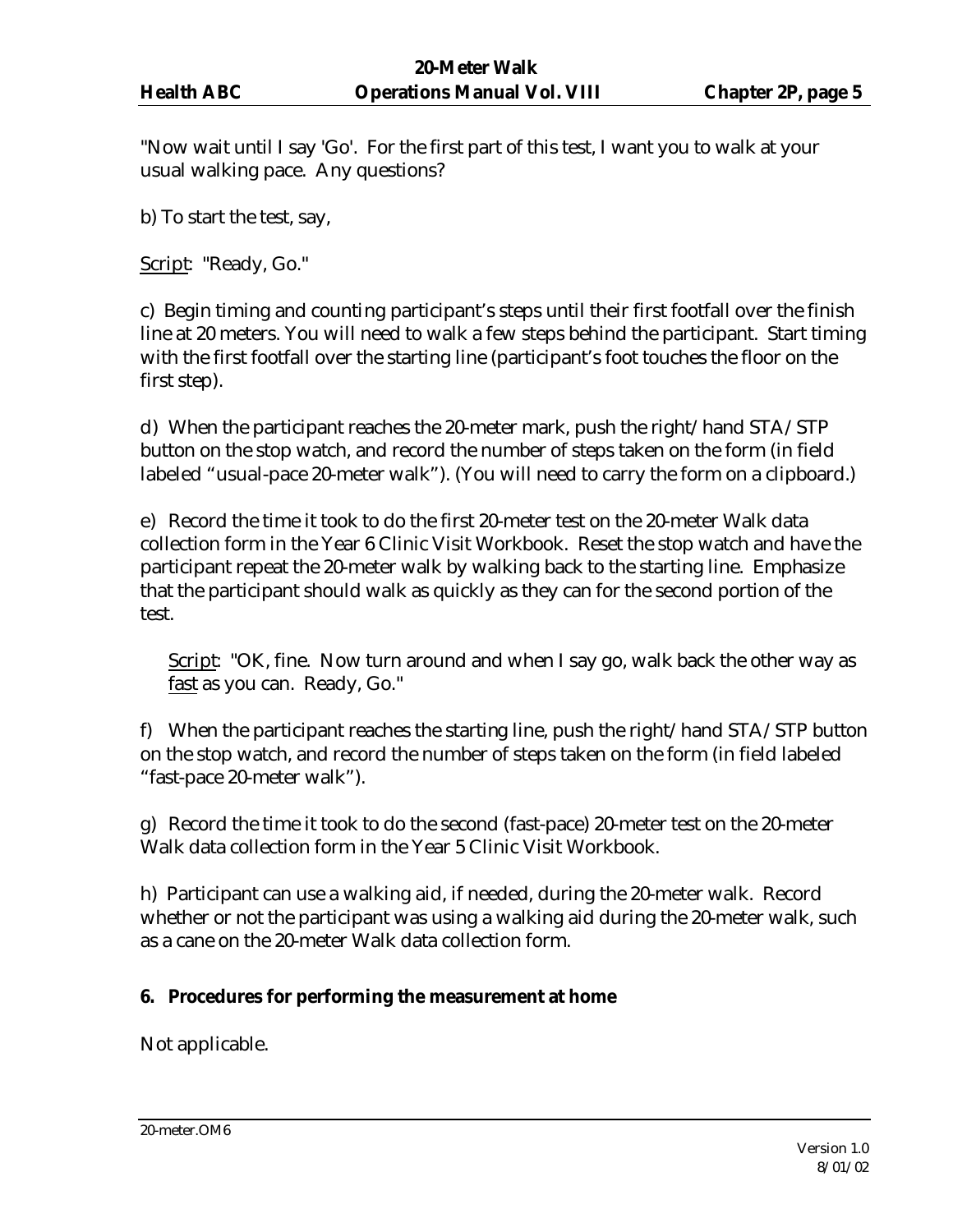"Now wait until I say 'Go'. For the first part of this test, I want you to walk at your usual walking pace. Any questions?

b) To start the test, say,

Script: "Ready, Go."

c) Begin timing and counting participant's steps until their first footfall over the finish line at 20 meters. You will need to walk a few steps behind the participant. Start timing with the first footfall over the starting line (participant's foot touches the floor on the first step).

d) When the participant reaches the 20-meter mark, push the right/hand STA/STP button on the stop watch, and record the number of steps taken on the form (in field labeled "usual-pace 20-meter walk"). (You will need to carry the form on a clipboard.)

e) Record the time it took to do the first 20-meter test on the 20-meter Walk data collection form in the Year 6 Clinic Visit Workbook. Reset the stop watch and have the participant repeat the 20-meter walk by walking back to the starting line. Emphasize that the participant should walk as quickly as they can for the second portion of the test.

> Script: "OK, fine. Now turn around and when I say go, walk back the other way as fast as you can. Ready, Go."

f) When the participant reaches the starting line, push the right/hand STA/STP button on the stop watch, and record the number of steps taken on the form (in field labeled "fast-pace 20-meter walk").

g) Record the time it took to do the second (fast-pace) 20-meter test on the 20-meter Walk data collection form in the Year 5 Clinic Visit Workbook.

h) Participant can use a walking aid, if needed, during the 20-meter walk. Record whether or not the participant was using a walking aid during the 20-meter walk, such as a cane on the 20-meter Walk data collection form.

**6. Procedures for performing the measurement at home**

Not applicable.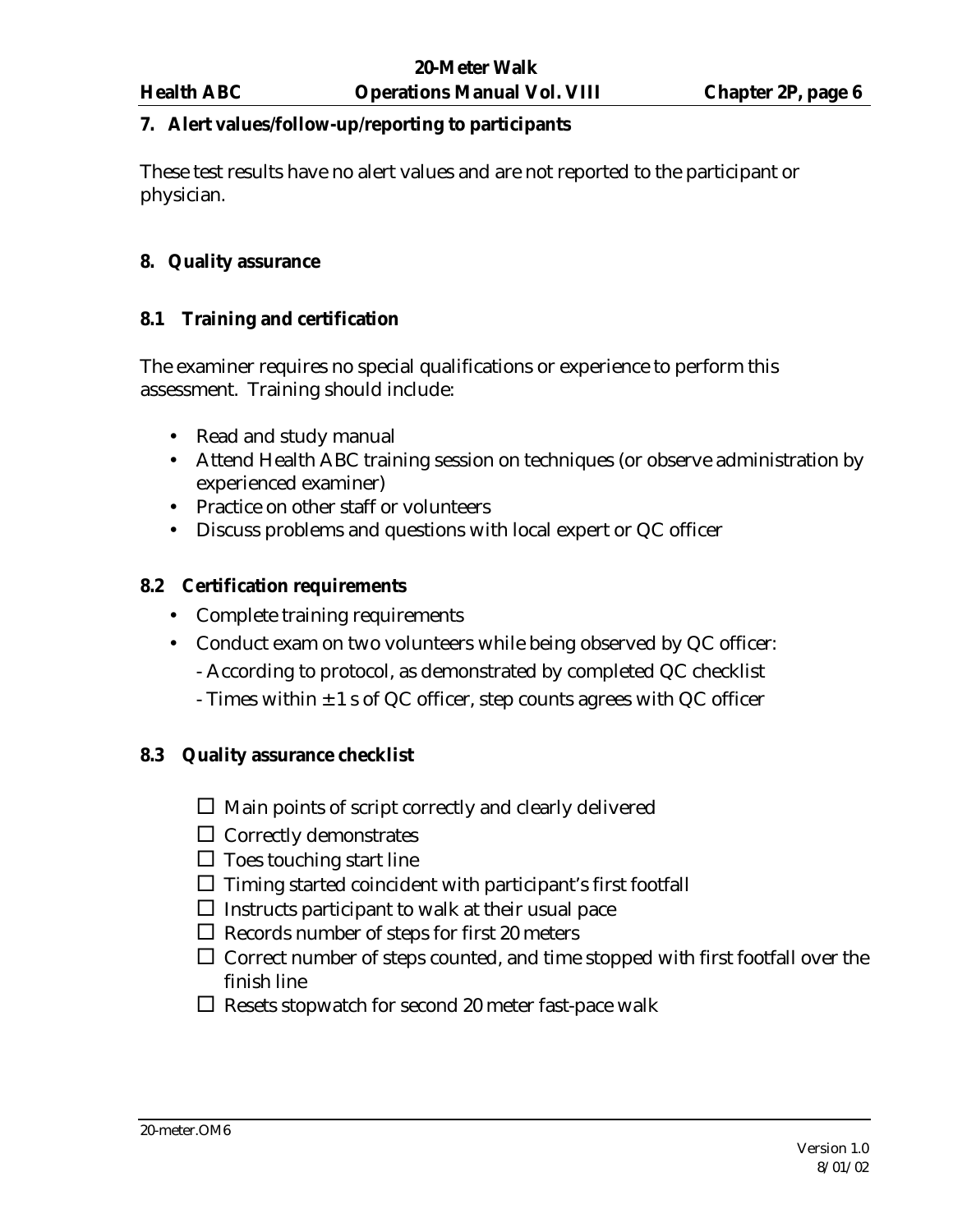## 7. Alert values/follow-up/reporting to participants

These test results have no alert values and are not reported to the participant or physician.

## 8. Quality assurance

### 8.1 Training and certification

The examiner requires no special qualifications or experience to perform this assessment. Training should include:

- Read and study manual
- Attend Health ABC training session on techniques (or observe administration by experienced examiner)
- Practice on other staff or volunteers
- Discuss problems and questions with local expert or QC officer

### 8.2 Certification requirements

- Complete training requirements
- Conduct exam on two volunteers while being observed by QC officer:
  - According to protocol, as demonstrated by completed QC checklist
  - Times within ± 1 s of QC officer, step counts agrees with QC officer

### 8.3 Quality assurance checklist

- ☐ Main points of script correctly and clearly delivered
- ☐ Correctly demonstrates
- ☐ Toes touching start line
- ☐ Timing started coincident with participant's first footfall
- ☐ Instructs participant to walk at their usual pace
- ☐ Records number of steps for first 20 meters
- ☐ Correct number of steps counted, and time stopped with first footfall over the finish line
- ☐ Resets stopwatch for second 20 meter fast-pace walk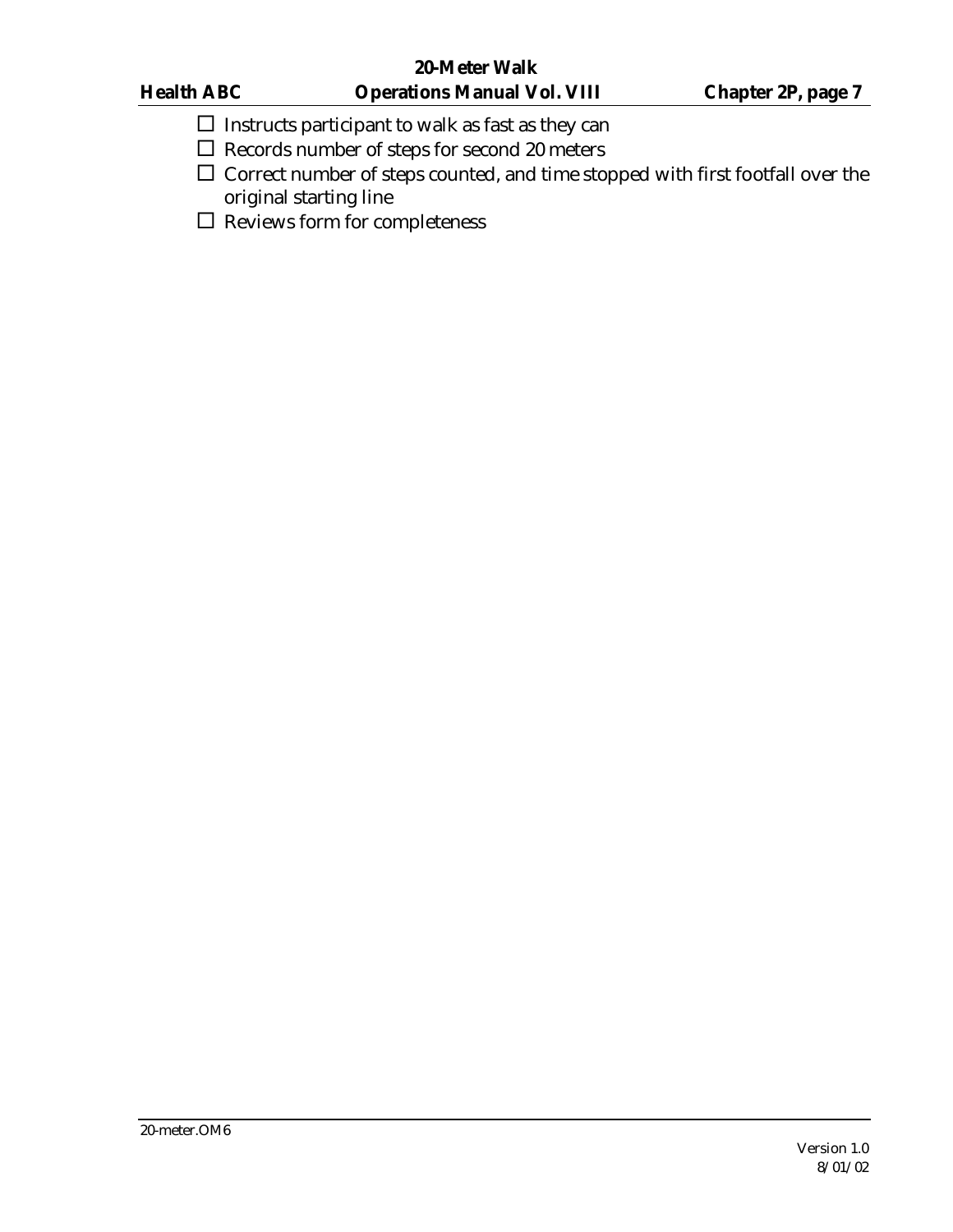- ☐ Instructs participant to walk as fast as they can
- ☐ Records number of steps for second 20 meters
- ☐ Correct number of steps counted, and time stopped with first footfall over the original starting line
- ☐ Reviews form for completeness